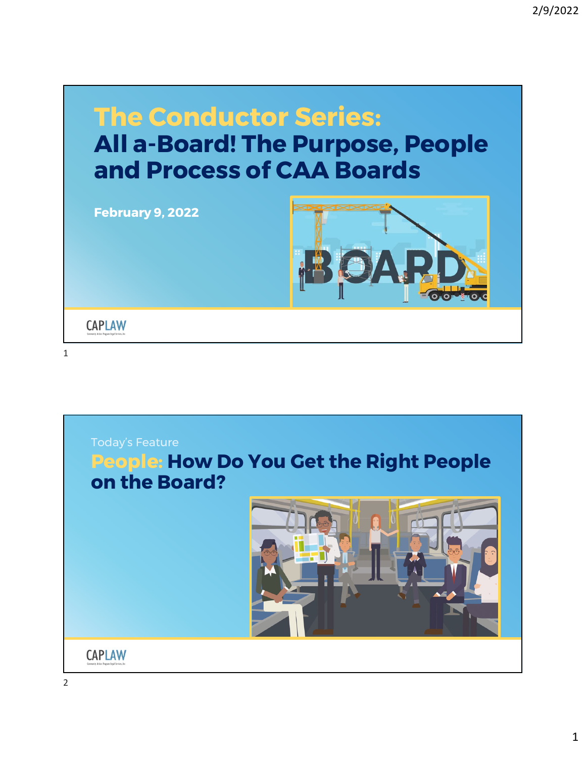# The Conductor Series:

## All a-Board! The Purpose, People and Process of CAA Boards

February 9, 2022

CAPLAW

Today's Feature

## People: How Do You Get the Right People on the Board?

CAPLAW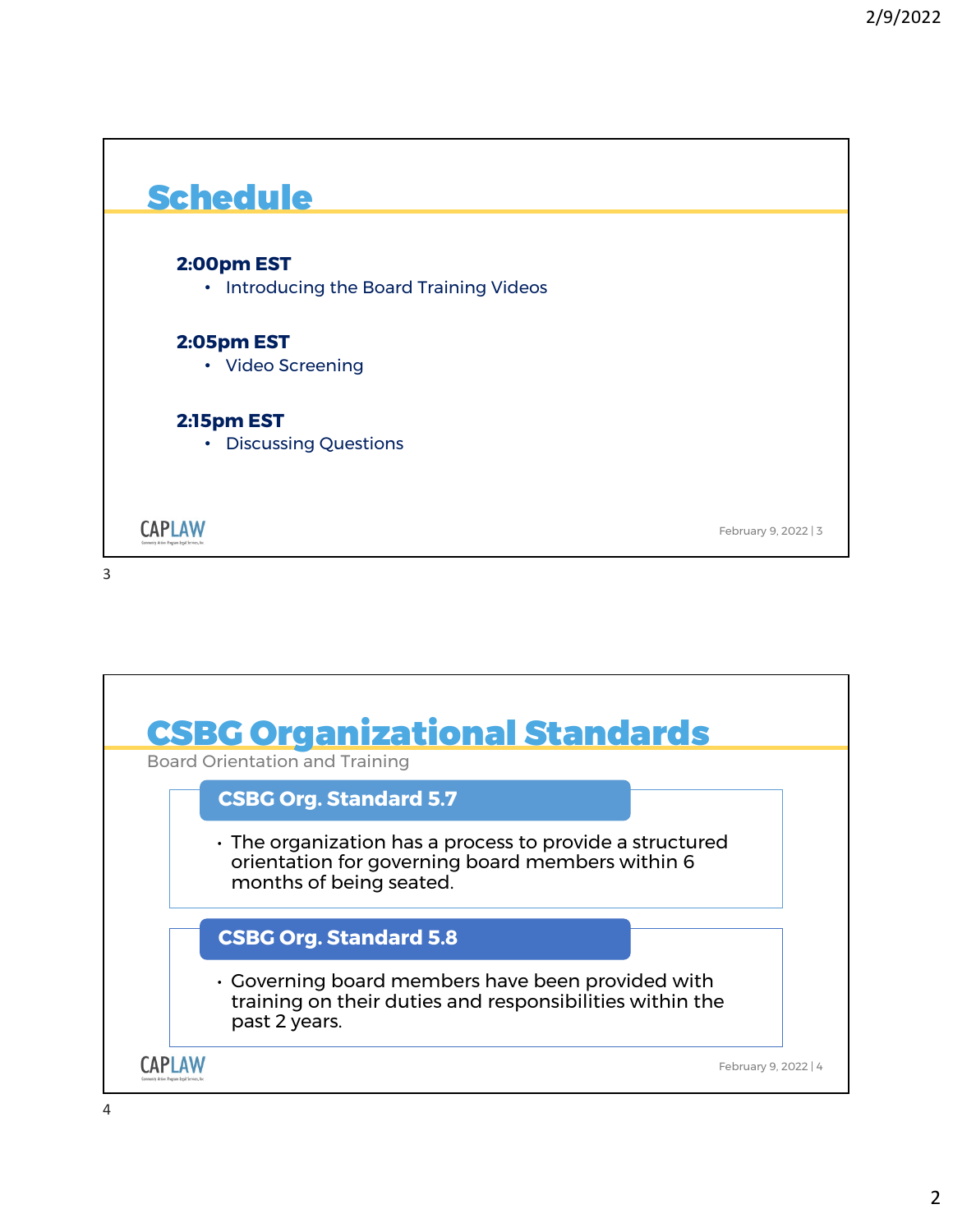## Schedule

**2:00pm EST**
- Introducing the Board Training Videos

**2:05pm EST**
- Video Screening

**2:15pm EST**
- Discussing Questions

## CSBG Organizational Standards

Board Orientation and Training

### CSBG Org. Standard 5.7

- The organization has a process to provide a structured orientation for governing board members within 6 months of being seated.

### CSBG Org. Standard 5.8

- Governing board members have been provided with training on their duties and responsibilities within the past 2 years.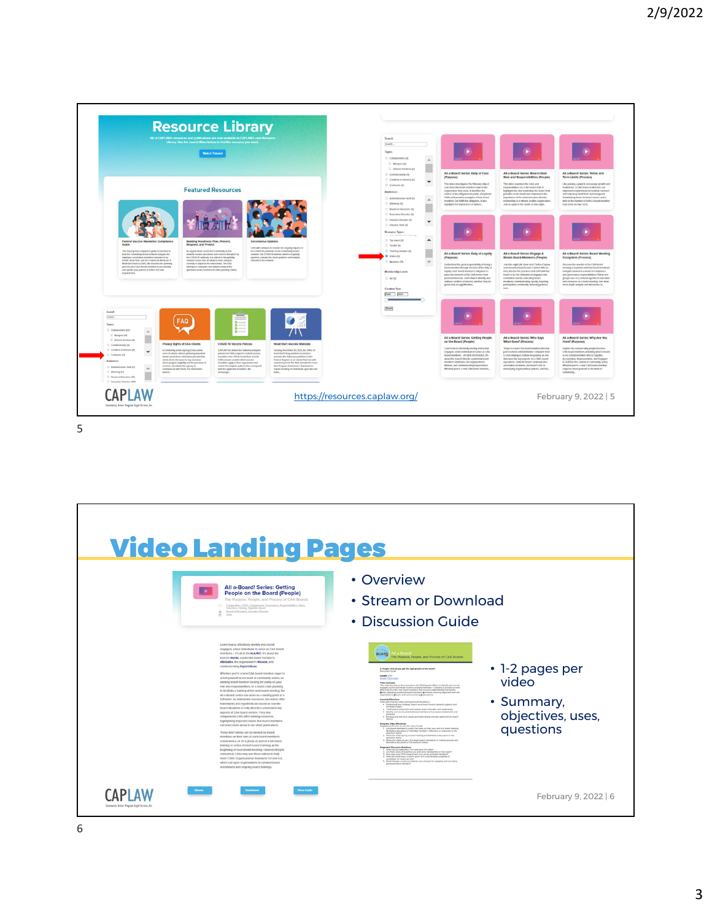# Resource Library

All of CAPLAW's resources and publications are now available in CAPLAW's new Resource Library. Use the search filters below to find the resource you need.

Featured Resources

https://resources.caplaw.org/

# Video Landing Pages

- Overview
- Stream or Download
- Discussion Guide

- 1-2 pages per video
- Summary, objectives, uses, questions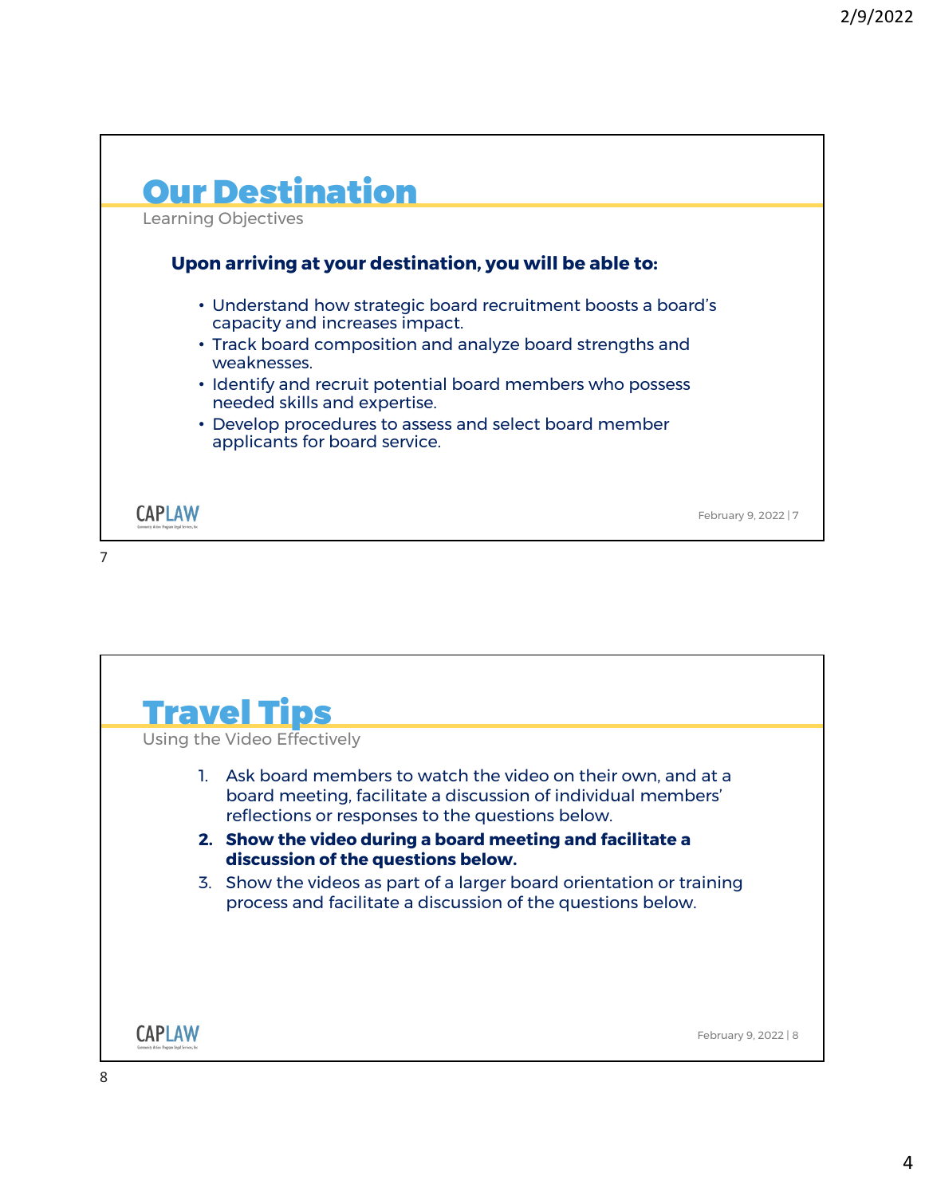# Our Destination

Learning Objectives

**Upon arriving at your destination, you will be able to:**

- Understand how strategic board recruitment boosts a board's capacity and increases impact.
- Track board composition and analyze board strengths and weaknesses.
- Identify and recruit potential board members who possess needed skills and expertise.
- Develop procedures to assess and select board member applicants for board service.

# Travel Tips

Using the Video Effectively

1. Ask board members to watch the video on their own, and at a board meeting, facilitate a discussion of individual members' reflections or responses to the questions below.
2. **Show the video during a board meeting and facilitate a discussion of the questions below.**
3. Show the videos as part of a larger board orientation or training process and facilitate a discussion of the questions below.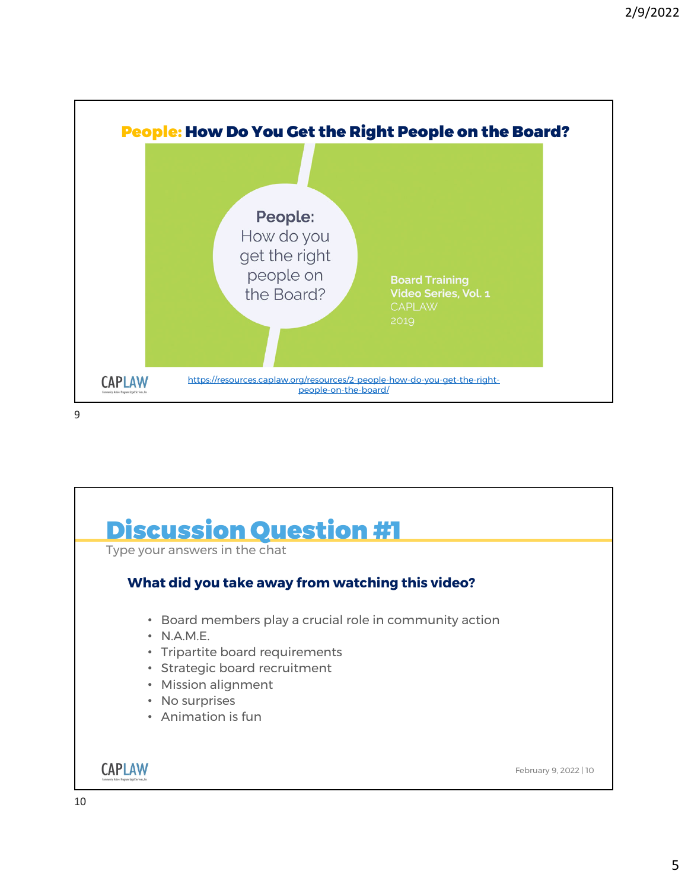## People: How Do You Get the Right People on the Board?

People: How do you get the right people on the Board?

Board Training Video Series, Vol. 1
CAPLAW
2019

CAPLAW

https://resources.caplaw.org/resources/2-people-how-do-you-get-the-right-people-on-the-board/

## Discussion Question #1

Type your answers in the chat

**What did you take away from watching this video?**

- Board members play a crucial role in community action
- N.A.M.E.
- Tripartite board requirements
- Strategic board recruitment
- Mission alignment
- No surprises
- Animation is fun

CAPLAW

February 9, 2022 | 10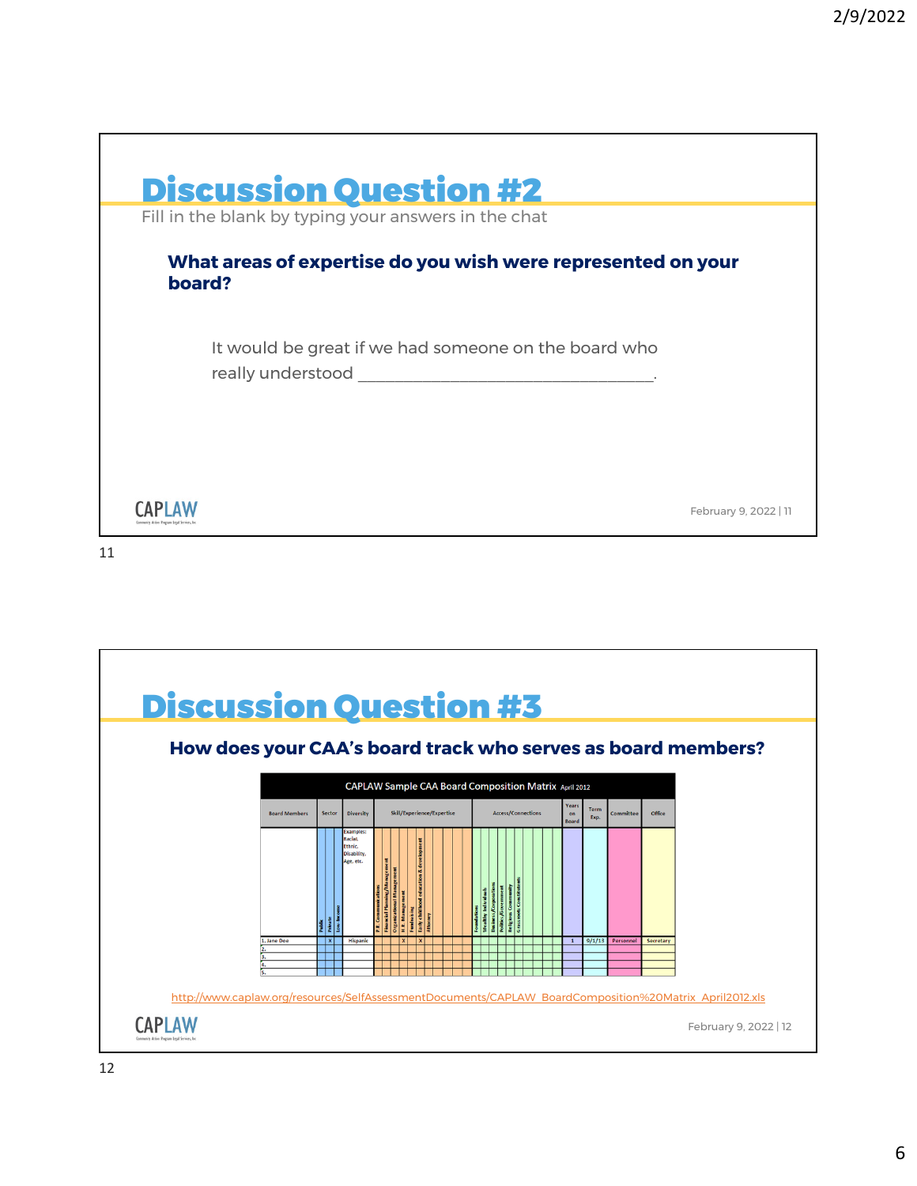# Discussion Question #2

Fill in the blank by typing your answers in the chat

**What areas of expertise do you wish were represented on your board?**

It would be great if we had someone on the board who really understood ______________________________.

# Discussion Question #3

**How does your CAA's board track who serves as board members?**

| CAPLAW Sample CAA Board Composition Matrix April 2012 | | | | | | | | | | | | | | | | | | | | | | | | | | | |
|---|---|---|---|---|---|---|---|---|---|---|---|---|---|---|---|---|---|---|---|---|---|---|---|---|---|---|---|
| Board Members | Sector | | | Diversity | Skill/Experience/Expertise | | | | | | | | | | | Access/Connections | | | | | | | | Years on Board | Term Exp. | Committee | Office |
| | Public | Private | Low-Income | Examples: Racial, Ethnic, Disability, Age, etc. | P.R. Communication | Financial Planning/Management | Organizational Management | H.R. Management | Fundraising | Early childhood education & development | Attorney | | | | | Foundations | Wealthy Individuals | Business/Corporations | Politics/Government | Religious Community | Grassroots Constituents | | | | | | |
| 1. Jane Doe | | X | | Hispanic | | | | X | | X | | | | | | | | | | | | | | 1 | 9/1/13 | Personnel | Secretary |
| 2. | | | | | | | | | | | | | | | | | | | | | | | | | | | |
| 3. | | | | | | | | | | | | | | | | | | | | | | | | | | | |
| 4. | | | | | | | | | | | | | | | | | | | | | | | | | | | |
| 5. | | | | | | | | | | | | | | | | | | | | | | | | | | | |

http://www.caplaw.org/resources/SelfAssessmentDocuments/CAPLAW_BoardComposition%20Matrix_April2012.xls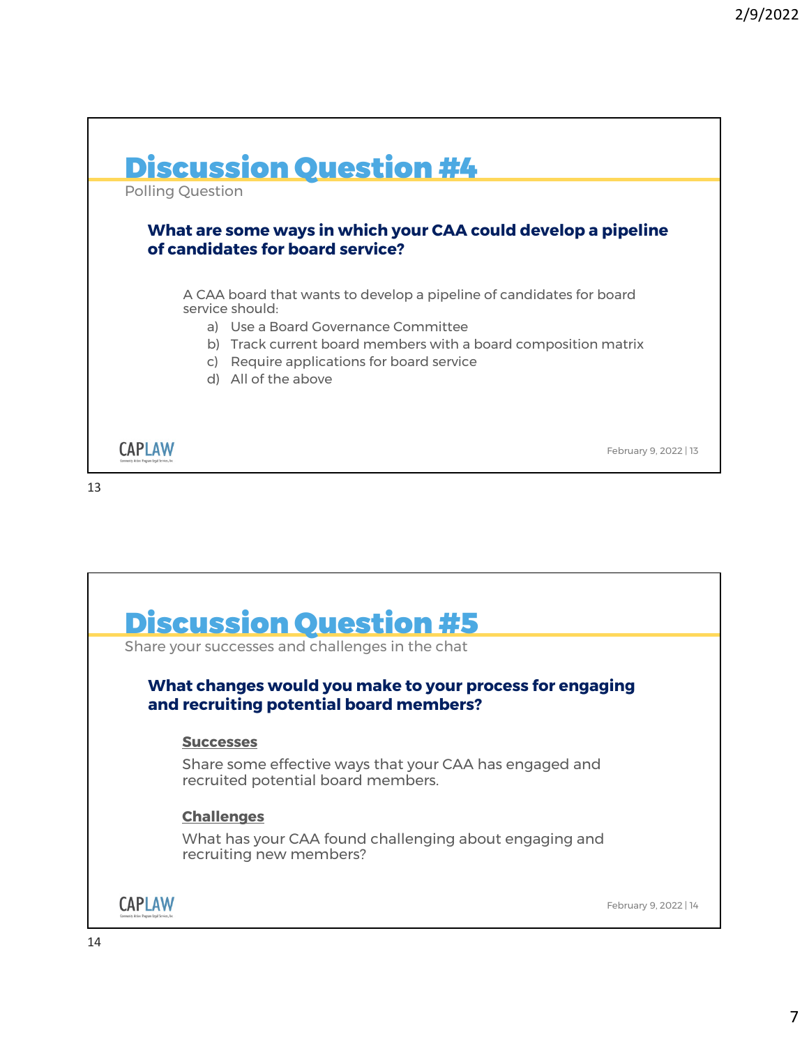## Discussion Question #4

Polling Question

**What are some ways in which your CAA could develop a pipeline of candidates for board service?**

A CAA board that wants to develop a pipeline of candidates for board service should:

a) Use a Board Governance Committee
b) Track current board members with a board composition matrix
c) Require applications for board service
d) All of the above

## Discussion Question #5

Share your successes and challenges in the chat

**What changes would you make to your process for engaging and recruiting potential board members?**

**Successes**

Share some effective ways that your CAA has engaged and recruited potential board members.

**Challenges**

What has your CAA found challenging about engaging and recruiting new members?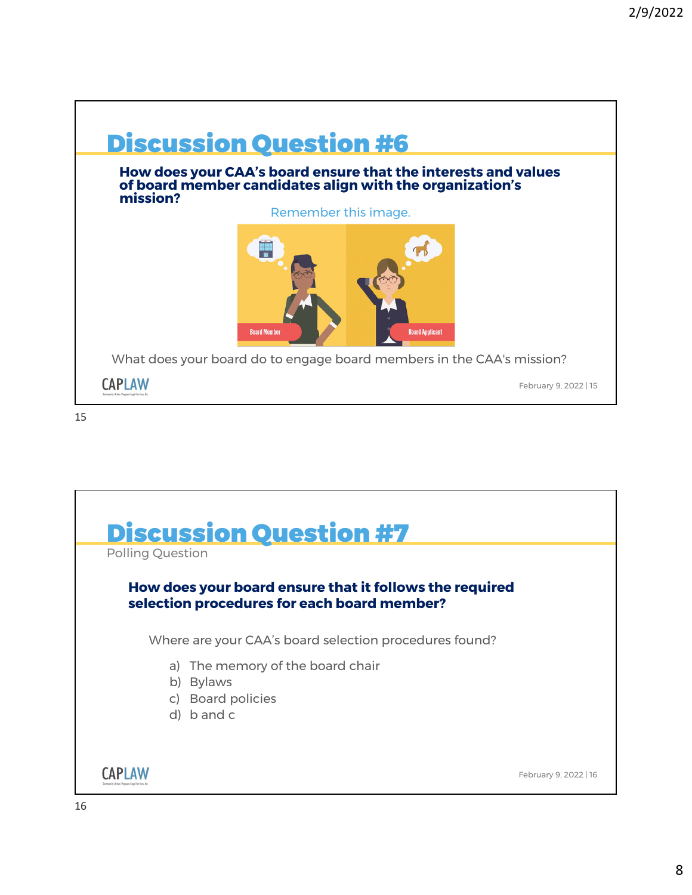## Discussion Question #6

**How does your CAA's board ensure that the interests and values of board member candidates align with the organization's mission?**

Remember this image.

Board Member

Board Applicant

What does your board do to engage board members in the CAA's mission?

## Discussion Question #7

Polling Question

**How does your board ensure that it follows the required selection procedures for each board member?**

Where are your CAA's board selection procedures found?

a) The memory of the board chair
b) Bylaws
c) Board policies
d) b and c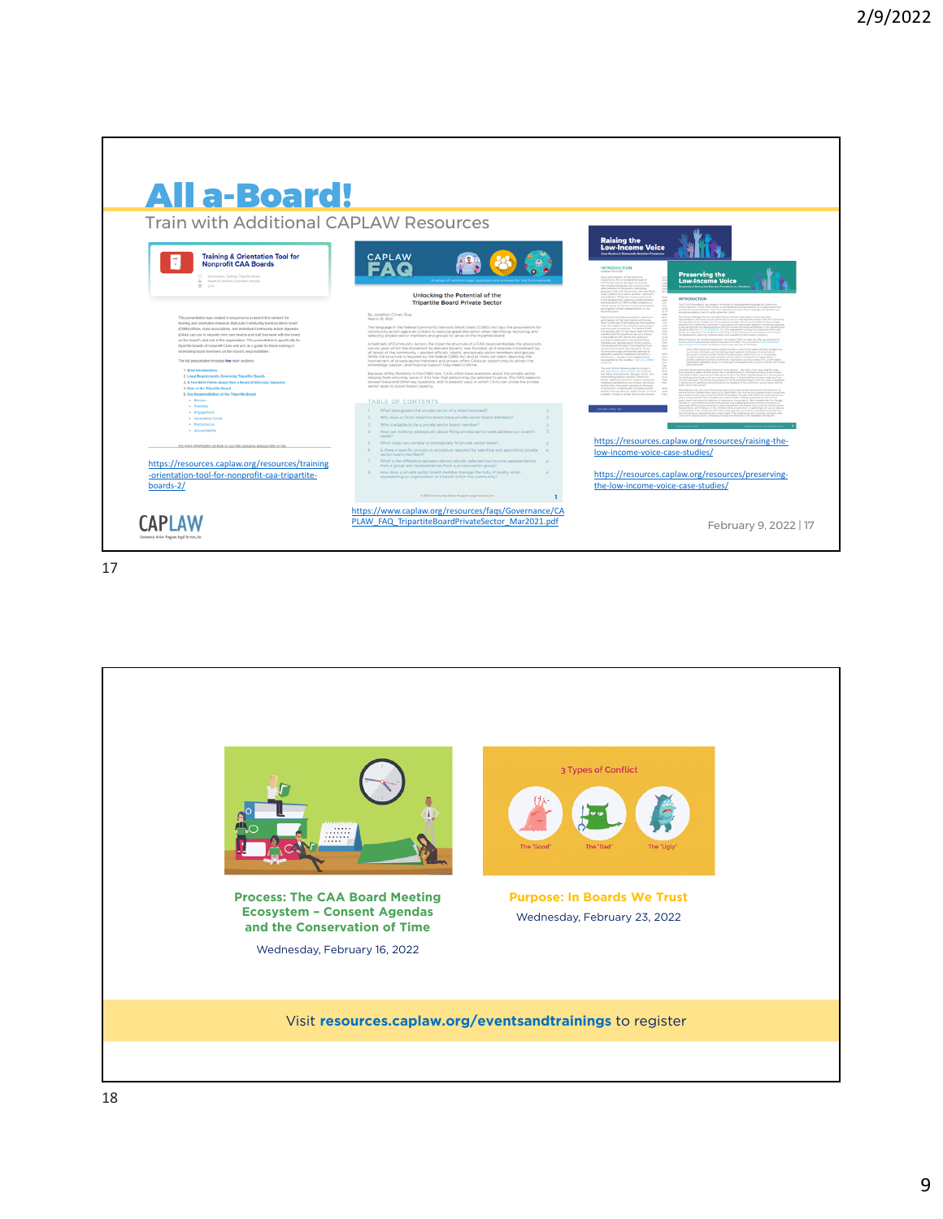# All a-Board!

## Train with Additional CAPLAW Resources

Training & Orientation Tool for Nonprofit CAA Boards

https://resources.caplaw.org/resources/training-orientation-tool-for-nonprofit-caa-tripartite-boards-2/

CAPLAW FAQ

Unlocking the Potential of the Tripartite Board Private Sector

https://www.caplaw.org/resources/faqs/Governance/CAPLAW_FAQ_TripartiteBoardPrivateSector_Mar2021.pdf

Raising the Low-Income Voice

https://resources.caplaw.org/resources/raising-the-low-income-voice-case-studies/

Preserving the Low-Income Voice

https://resources.caplaw.org/resources/preserving-the-low-income-voice-case-studies/

February 9, 2022 | 17

---

**Process: The CAA Board Meeting Ecosystem – Consent Agendas and the Conservation of Time**

Wednesday, February 16, 2022

3 Types of Conflict

The "Good" The "Bad" The "Ugly"

**Purpose: In Boards We Trust**

Wednesday, February 23, 2022

Visit **resources.caplaw.org/eventsandtrainings** to register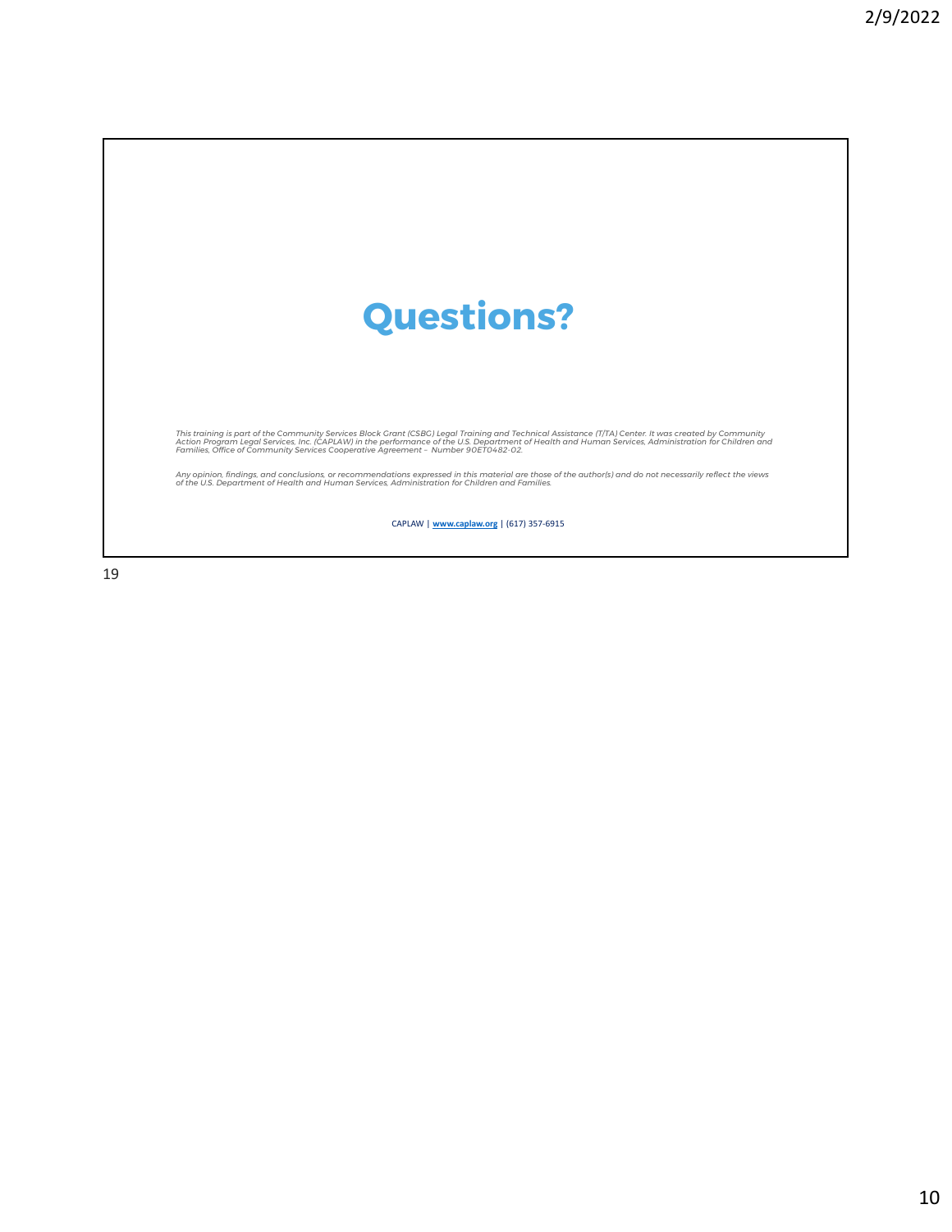# Questions?

*This training is part of the Community Services Block Grant (CSBG) Legal Training and Technical Assistance (T/TA) Center. It was created by Community Action Program Legal Services, Inc. (CAPLAW) in the performance of the U.S. Department of Health and Human Services, Administration for Children and Families, Office of Community Services Cooperative Agreement – Number 90ET0482-02.*

*Any opinion, findings, and conclusions, or recommendations expressed in this material are those of the author(s) and do not necessarily reflect the views of the U.S. Department of Health and Human Services, Administration for Children and Families.*

CAPLAW | **www.caplaw.org** | (617) 357-6915